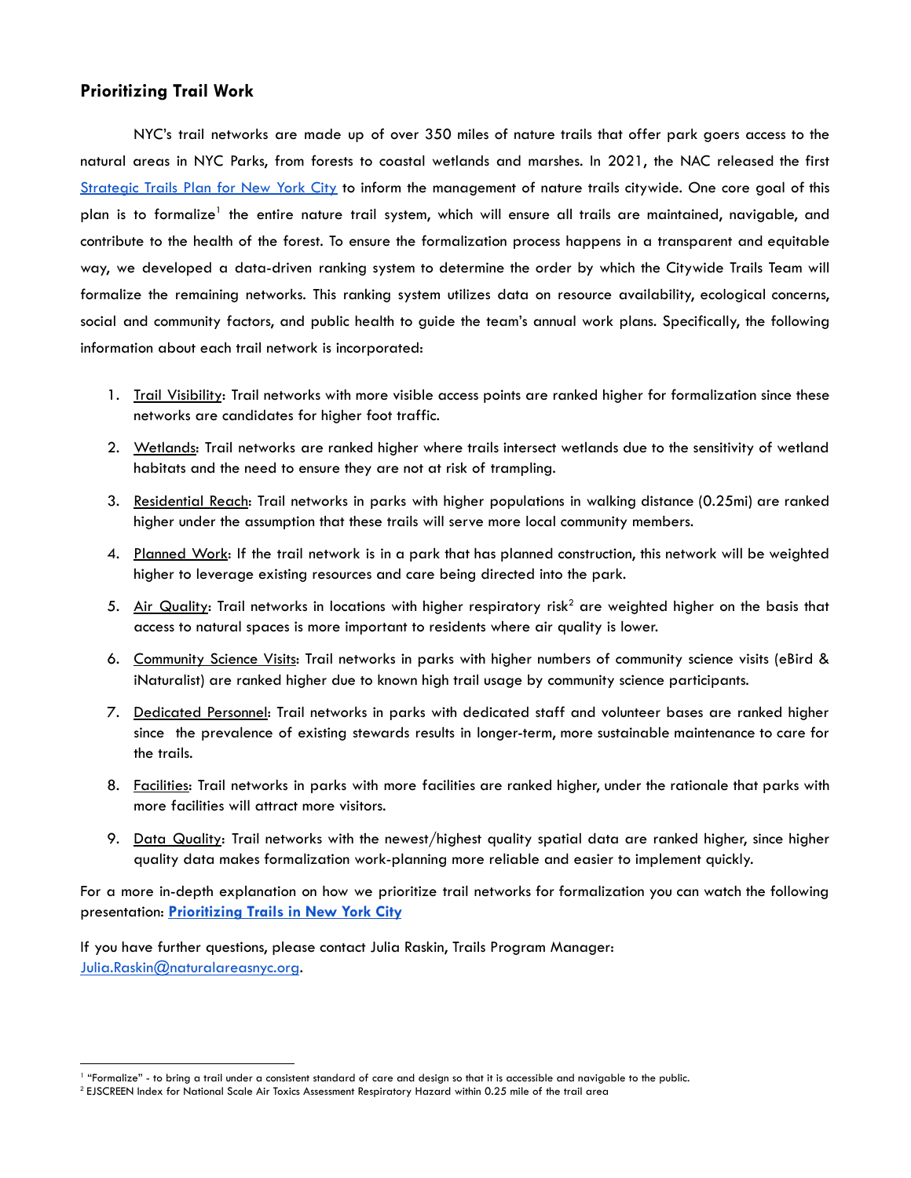## Prioritizing Trail Work

NYC's trail networks are made up of over 350 miles of nature trails that offer park goers access to the natural areas in NYC Parks, from forests to coastal wetlands and marshes. In 2021, the NAC released the first Strategic Trails Plan for New York City to inform the management of nature trails citywide. One core goal of this plan is to formalize[1] the entire nature trail system, which will ensure all trails are maintained, navigable, and contribute to the health of the forest. To ensure the formalization process happens in a transparent and equitable way, we developed a data-driven ranking system to determine the order by which the Citywide Trails Team will formalize the remaining networks. This ranking system utilizes data on resource availability, ecological concerns, social and community factors, and public health to guide the team's annual work plans. Specifically, the following information about each trail network is incorporated:

1. Trail Visibility: Trail networks with more visible access points are ranked higher for formalization since these networks are candidates for higher foot traffic.
2. Wetlands: Trail networks are ranked higher where trails intersect wetlands due to the sensitivity of wetland habitats and the need to ensure they are not at risk of trampling.
3. Residential Reach: Trail networks in parks with higher populations in walking distance (0.25mi) are ranked higher under the assumption that these trails will serve more local community members.
4. Planned Work: If the trail network is in a park that has planned construction, this network will be weighted higher to leverage existing resources and care being directed into the park.
5. Air Quality: Trail networks in locations with higher respiratory risk[2] are weighted higher on the basis that access to natural spaces is more important to residents where air quality is lower.
6. Community Science Visits: Trail networks in parks with higher numbers of community science visits (eBird & iNaturalist) are ranked higher due to known high trail usage by community science participants.
7. Dedicated Personnel: Trail networks in parks with dedicated staff and volunteer bases are ranked higher since the prevalence of existing stewards results in longer-term, more sustainable maintenance to care for the trails.
8. Facilities: Trail networks in parks with more facilities are ranked higher, under the rationale that parks with more facilities will attract more visitors.
9. Data Quality: Trail networks with the newest/highest quality spatial data are ranked higher, since higher quality data makes formalization work-planning more reliable and easier to implement quickly.

For a more in-depth explanation on how we prioritize trail networks for formalization you can watch the following presentation: **Prioritizing Trails in New York City**

If you have further questions, please contact Julia Raskin, Trails Program Manager: Julia.Raskin@naturalareasnyc.org.

---

[1] "Formalize" - to bring a trail under a consistent standard of care and design so that it is accessible and navigable to the public.

[2] EJSCREEN Index for National Scale Air Toxics Assessment Respiratory Hazard within 0.25 mile of the trail area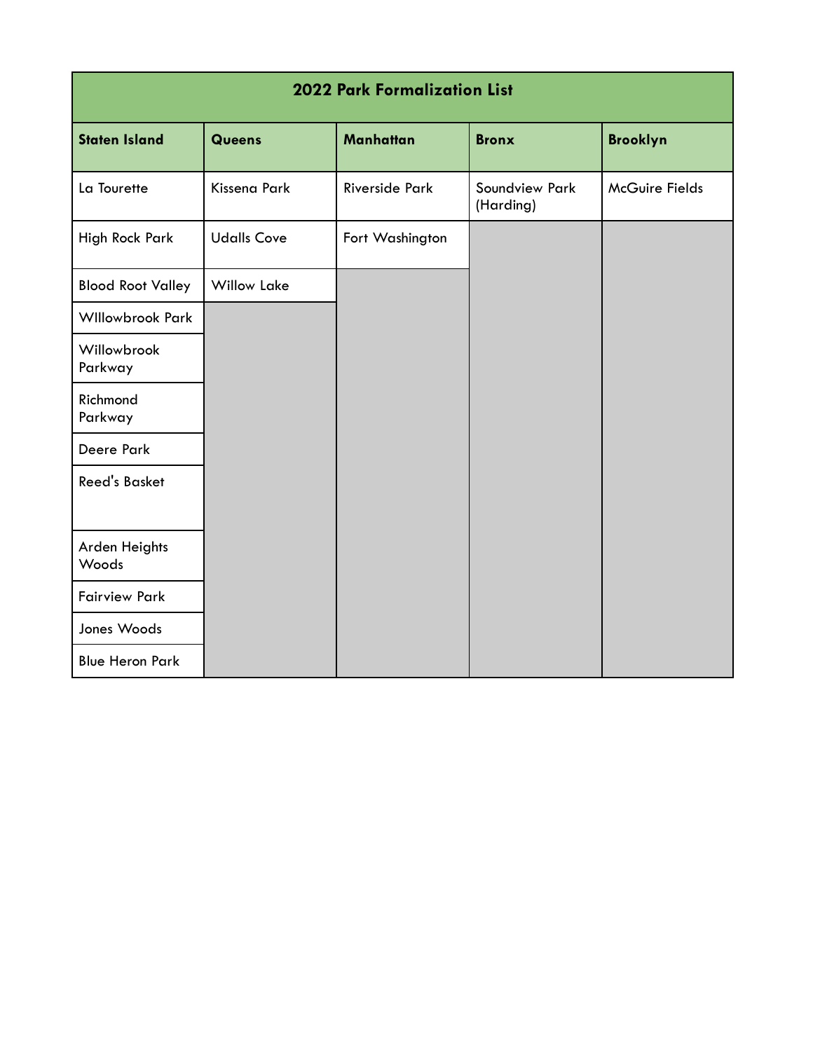| 2022 Park Formalization List | | | | |
| --- | --- | --- | --- | --- |
| **Staten Island** | **Queens** | **Manhattan** | **Bronx** | **Brooklyn** |
| La Tourette | Kissena Park | Riverside Park | Soundview Park (Harding) | McGuire Fields |
| High Rock Park | Udalls Cove | Fort Washington | | |
| Blood Root Valley | Willow Lake | | | |
| WIllowbrook Park | | | | |
| Willowbrook Parkway | | | | |
| Richmond Parkway | | | | |
| Deere Park | | | | |
| Reed's Basket | | | | |
| Arden Heights Woods | | | | |
| Fairview Park | | | | |
| Jones Woods | | | | |
| Blue Heron Park | | | | |